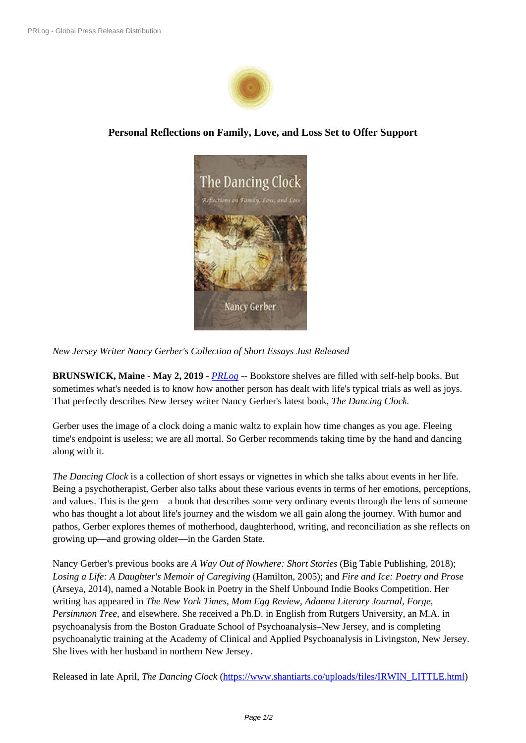## Personal Reflections on Family, Love, and Loss Set to Offer Support

*New Jersey Writer Nancy Gerber's Collection of Short Essays Just Released*

**BRUNSWICK, Maine** - **May 2, 2019** - *PRLog* -- Bookstore shelves are filled with self-help books. But sometimes what's needed is to know how another person has dealt with life's typical trials as well as joys. That perfectly describes New Jersey writer Nancy Gerber's latest book, *The Dancing Clock.*

Gerber uses the image of a clock doing a manic waltz to explain how time changes as you age. Fleeing time's endpoint is useless; we are all mortal. So Gerber recommends taking time by the hand and dancing along with it.

*The Dancing Clock* is a collection of short essays or vignettes in which she talks about events in her life. Being a psychotherapist, Gerber also talks about these various events in terms of her emotions, perceptions, and values. This is the gem—a book that describes some very ordinary events through the lens of someone who has thought a lot about life's journey and the wisdom we all gain along the journey. With humor and pathos, Gerber explores themes of motherhood, daughterhood, writing, and reconciliation as she reflects on growing up—and growing older—in the Garden State.

Nancy Gerber's previous books are *A Way Out of Nowhere: Short Stories* (Big Table Publishing, 2018); *Losing a Life: A Daughter's Memoir of Caregiving* (Hamilton, 2005); and *Fire and Ice: Poetry and Prose* (Arseya, 2014), named a Notable Book in Poetry in the Shelf Unbound Indie Books Competition. Her writing has appeared in *The New York Times, Mom Egg Review, Adanna Literary Journal, Forge, Persimmon Tree*, and elsewhere. She received a Ph.D. in English from Rutgers University, an M.A. in psychoanalysis from the Boston Graduate School of Psychoanalysis–New Jersey, and is completing psychoanalytic training at the Academy of Clinical and Applied Psychoanalysis in Livingston, New Jersey. She lives with her husband in northern New Jersey.

Released in late April, *The Dancing Clock* (https://www.shantiarts.co/uploads/files/IRWIN_LITTLE.html)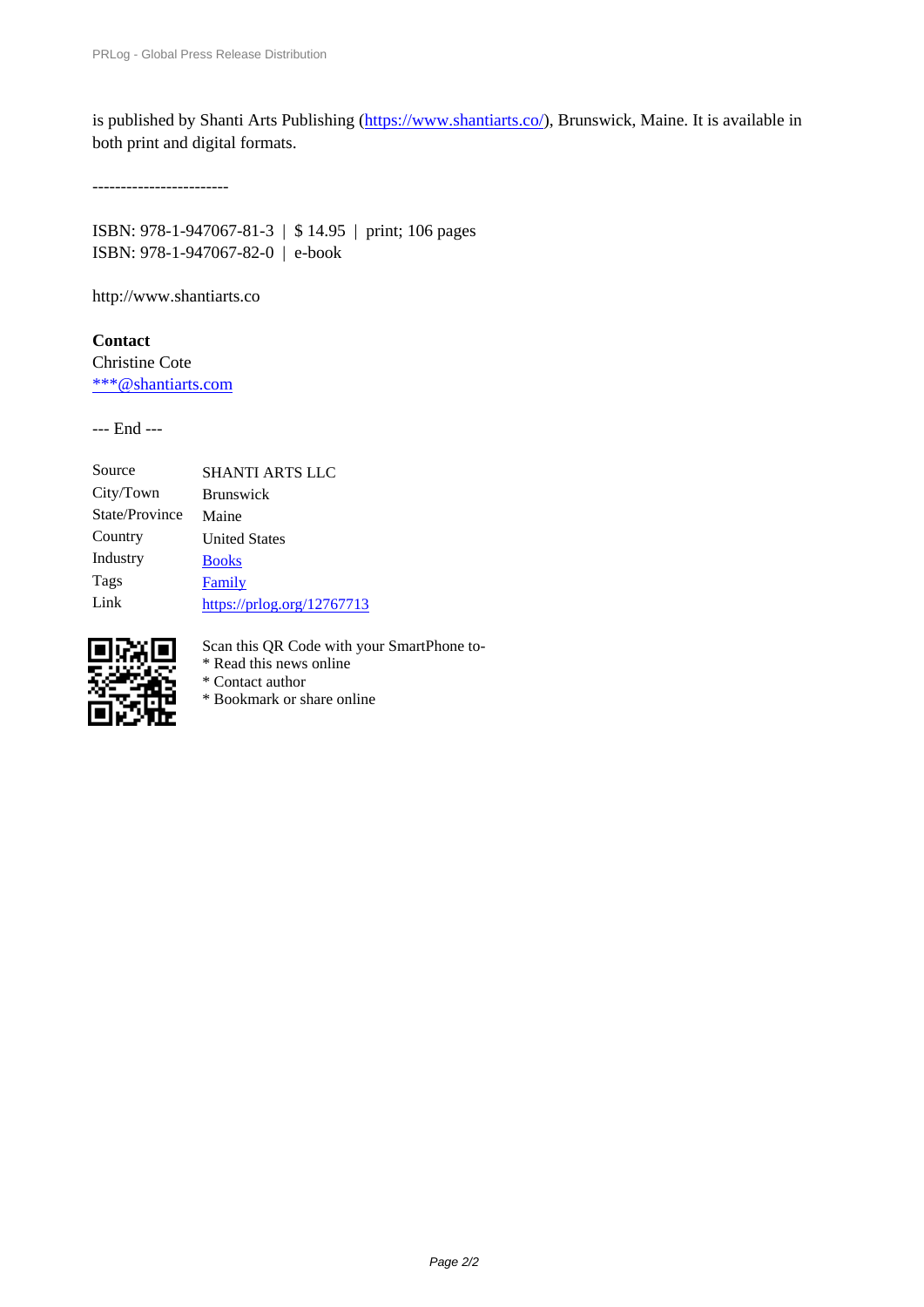is published by Shanti Arts Publishing (https://www.shantiarts.co/), Brunswick, Maine. It is available in both print and digital formats.

------------------------

ISBN: 978-1-947067-81-3 | $ 14.95 | print; 106 pages
ISBN: 978-1-947067-82-0 | e-book

http://www.shantiarts.co

**Contact**
Christine Cote
***@shantiarts.com

--- End ---

| | |
|---|---|
| Source | SHANTI ARTS LLC |
| City/Town | Brunswick |
| State/Province | Maine |
| Country | United States |
| Industry | Books |
| Tags | Family |
| Link | https://prlog.org/12767713 |

Scan this QR Code with your SmartPhone to-
* Read this news online
* Contact author
* Bookmark or share online